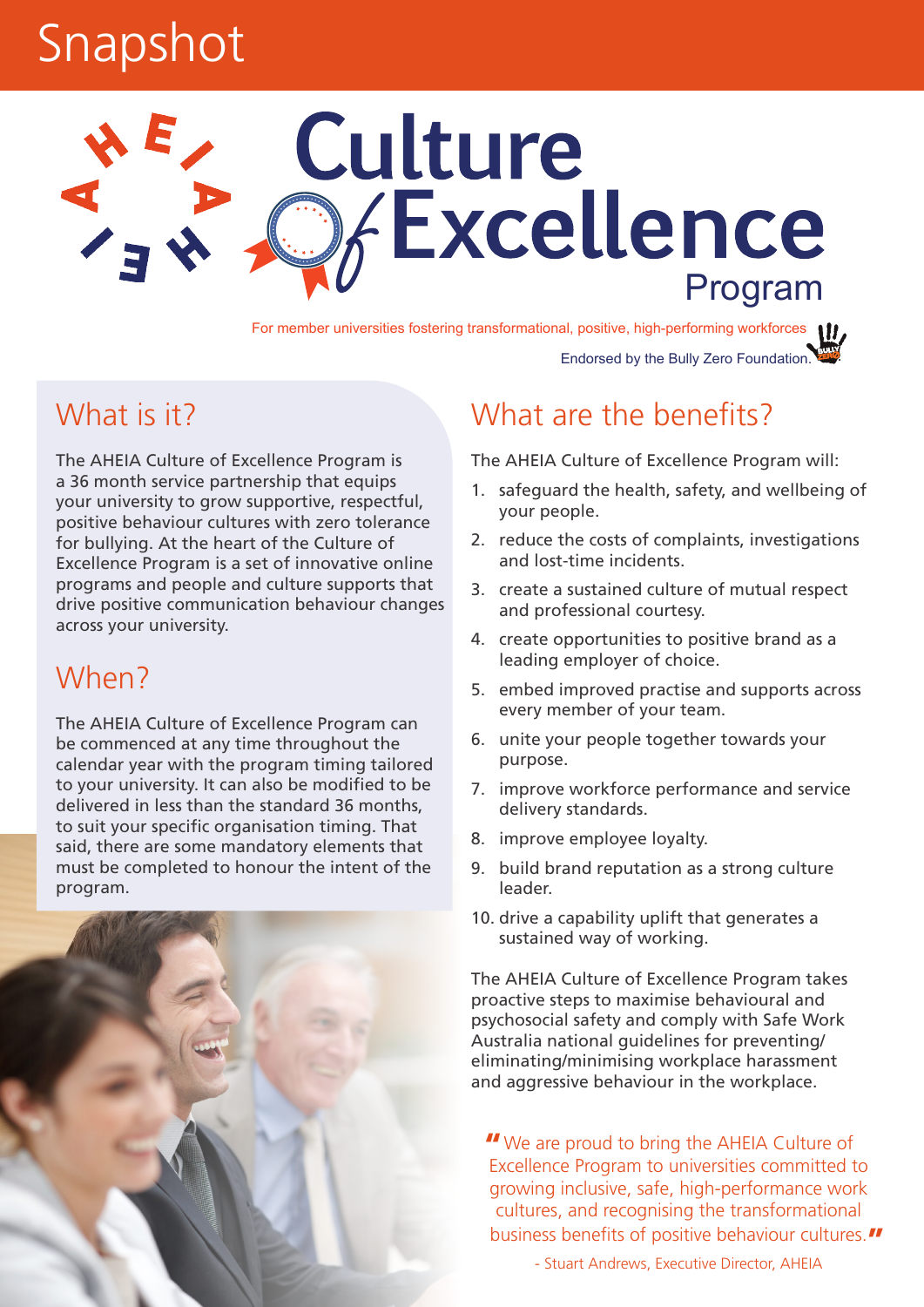Snapshot

# Culture of Excellence Program

For member universities fostering transformational, positive, high-performing workforces

Endorsed by the Bully Zero Foundation.

## What is it?

The AHEIA Culture of Excellence Program is a 36 month service partnership that equips your university to grow supportive, respectful, positive behaviour cultures with zero tolerance for bullying. At the heart of the Culture of Excellence Program is a set of innovative online programs and people and culture supports that drive positive communication behaviour changes across your university.

## When?

The AHEIA Culture of Excellence Program can be commenced at any time throughout the calendar year with the program timing tailored to your university. It can also be modified to be delivered in less than the standard 36 months, to suit your specific organisation timing. That said, there are some mandatory elements that must be completed to honour the intent of the program.

## What are the benefits?

The AHEIA Culture of Excellence Program will:

1. safeguard the health, safety, and wellbeing of your people.
2. reduce the costs of complaints, investigations and lost-time incidents.
3. create a sustained culture of mutual respect and professional courtesy.
4. create opportunities to positive brand as a leading employer of choice.
5. embed improved practise and supports across every member of your team.
6. unite your people together towards your purpose.
7. improve workforce performance and service delivery standards.
8. improve employee loyalty.
9. build brand reputation as a strong culture leader.
10. drive a capability uplift that generates a sustained way of working.

The AHEIA Culture of Excellence Program takes proactive steps to maximise behavioural and psychosocial safety and comply with Safe Work Australia national guidelines for preventing/eliminating/minimising workplace harassment and aggressive behaviour in the workplace.

> "We are proud to bring the AHEIA Culture of Excellence Program to universities committed to growing inclusive, safe, high-performance work cultures, and recognising the transformational business benefits of positive behaviour cultures."
>
> - Stuart Andrews, Executive Director, AHEIA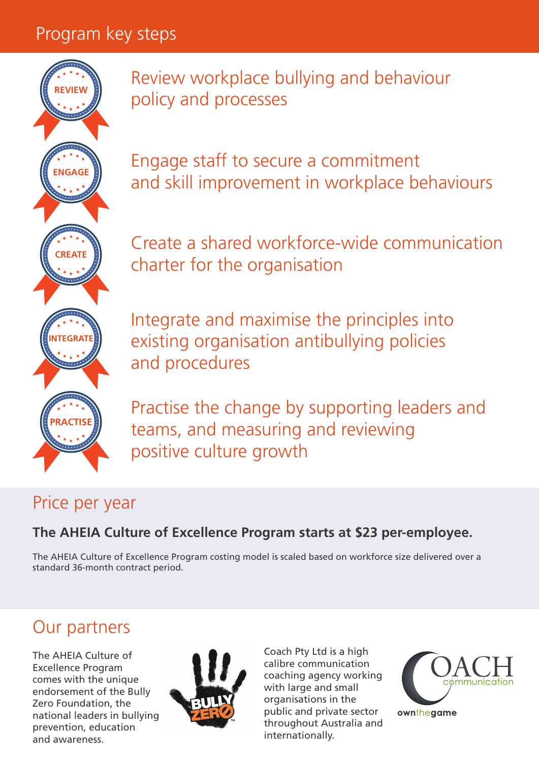## Program key steps

**REVIEW**

Review workplace bullying and behaviour policy and processes

**ENGAGE**

Engage staff to secure a commitment and skill improvement in workplace behaviours

**CREATE**

Create a shared workforce-wide communication charter for the organisation

**INTEGRATE**

Integrate and maximise the principles into existing organisation antibullying policies and procedures

**PRACTISE**

Practise the change by supporting leaders and teams, and measuring and reviewing positive culture growth

## Price per year

**The AHEIA Culture of Excellence Program starts at $23 per-employee.**

The AHEIA Culture of Excellence Program costing model is scaled based on workforce size delivered over a standard 36-month contract period.

## Our partners

The AHEIA Culture of Excellence Program comes with the unique endorsement of the Bully Zero Foundation, the national leaders in bullying prevention, education and awareness.

BULLY ZERO™

Coach Pty Ltd is a high calibre communication coaching agency working with large and small organisations in the public and private sector throughout Australia and internationally.

COACH communication

ownthegame